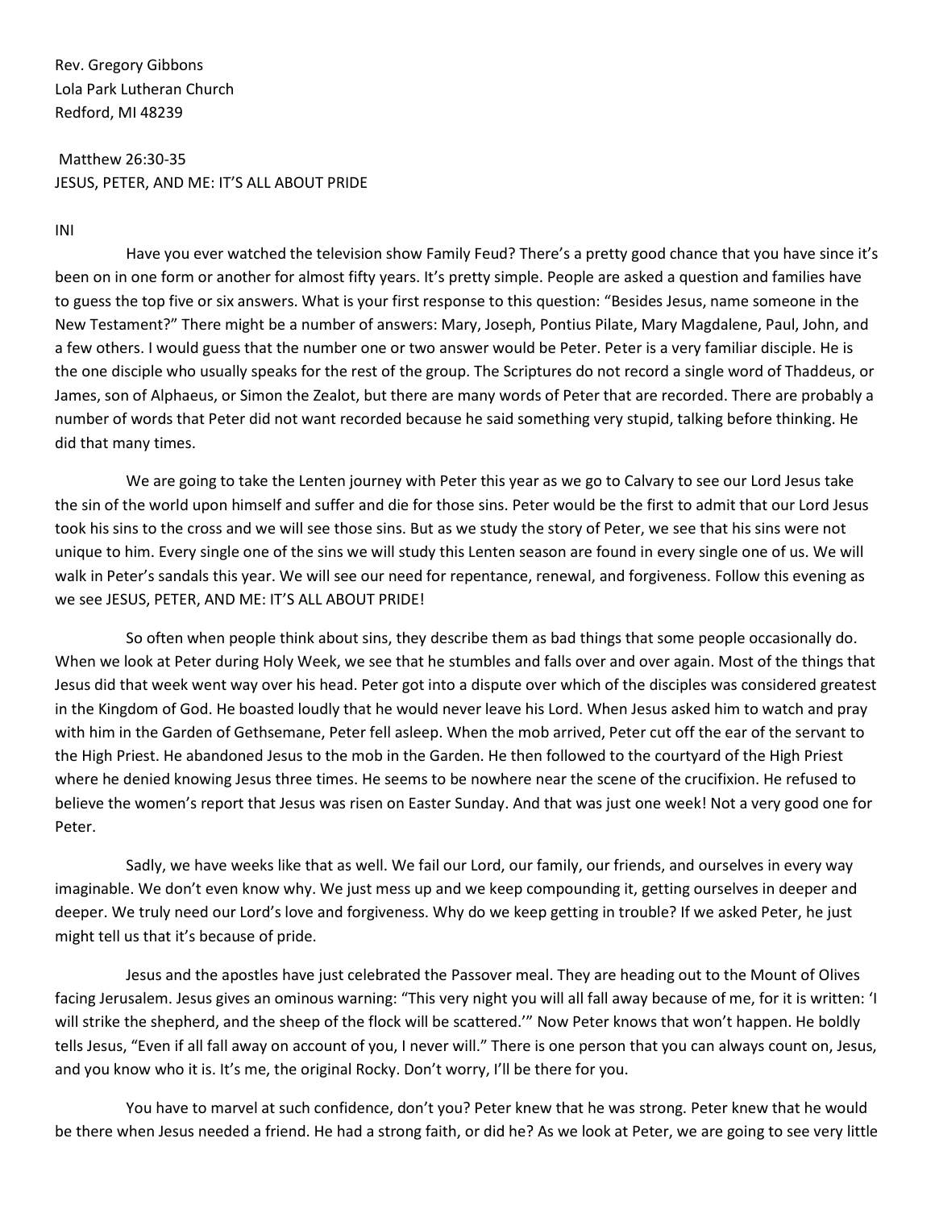Rev. Gregory Gibbons
Lola Park Lutheran Church
Redford, MI 48239

Matthew 26:30-35
JESUS, PETER, AND ME: IT'S ALL ABOUT PRIDE

INI

Have you ever watched the television show Family Feud? There's a pretty good chance that you have since it's been on in one form or another for almost fifty years. It's pretty simple. People are asked a question and families have to guess the top five or six answers. What is your first response to this question: "Besides Jesus, name someone in the New Testament?" There might be a number of answers: Mary, Joseph, Pontius Pilate, Mary Magdalene, Paul, John, and a few others. I would guess that the number one or two answer would be Peter. Peter is a very familiar disciple. He is the one disciple who usually speaks for the rest of the group. The Scriptures do not record a single word of Thaddeus, or James, son of Alphaeus, or Simon the Zealot, but there are many words of Peter that are recorded. There are probably a number of words that Peter did not want recorded because he said something very stupid, talking before thinking. He did that many times.

We are going to take the Lenten journey with Peter this year as we go to Calvary to see our Lord Jesus take the sin of the world upon himself and suffer and die for those sins. Peter would be the first to admit that our Lord Jesus took his sins to the cross and we will see those sins. But as we study the story of Peter, we see that his sins were not unique to him. Every single one of the sins we will study this Lenten season are found in every single one of us. We will walk in Peter's sandals this year. We will see our need for repentance, renewal, and forgiveness. Follow this evening as we see JESUS, PETER, AND ME: IT'S ALL ABOUT PRIDE!

So often when people think about sins, they describe them as bad things that some people occasionally do. When we look at Peter during Holy Week, we see that he stumbles and falls over and over again. Most of the things that Jesus did that week went way over his head. Peter got into a dispute over which of the disciples was considered greatest in the Kingdom of God. He boasted loudly that he would never leave his Lord. When Jesus asked him to watch and pray with him in the Garden of Gethsemane, Peter fell asleep. When the mob arrived, Peter cut off the ear of the servant to the High Priest. He abandoned Jesus to the mob in the Garden. He then followed to the courtyard of the High Priest where he denied knowing Jesus three times. He seems to be nowhere near the scene of the crucifixion. He refused to believe the women's report that Jesus was risen on Easter Sunday. And that was just one week! Not a very good one for Peter.

Sadly, we have weeks like that as well. We fail our Lord, our family, our friends, and ourselves in every way imaginable. We don't even know why. We just mess up and we keep compounding it, getting ourselves in deeper and deeper. We truly need our Lord's love and forgiveness. Why do we keep getting in trouble? If we asked Peter, he just might tell us that it's because of pride.

Jesus and the apostles have just celebrated the Passover meal. They are heading out to the Mount of Olives facing Jerusalem. Jesus gives an ominous warning: "This very night you will all fall away because of me, for it is written: 'I will strike the shepherd, and the sheep of the flock will be scattered.'" Now Peter knows that won't happen. He boldly tells Jesus, "Even if all fall away on account of you, I never will." There is one person that you can always count on, Jesus, and you know who it is. It's me, the original Rocky. Don't worry, I'll be there for you.

You have to marvel at such confidence, don't you? Peter knew that he was strong. Peter knew that he would be there when Jesus needed a friend. He had a strong faith, or did he? As we look at Peter, we are going to see very little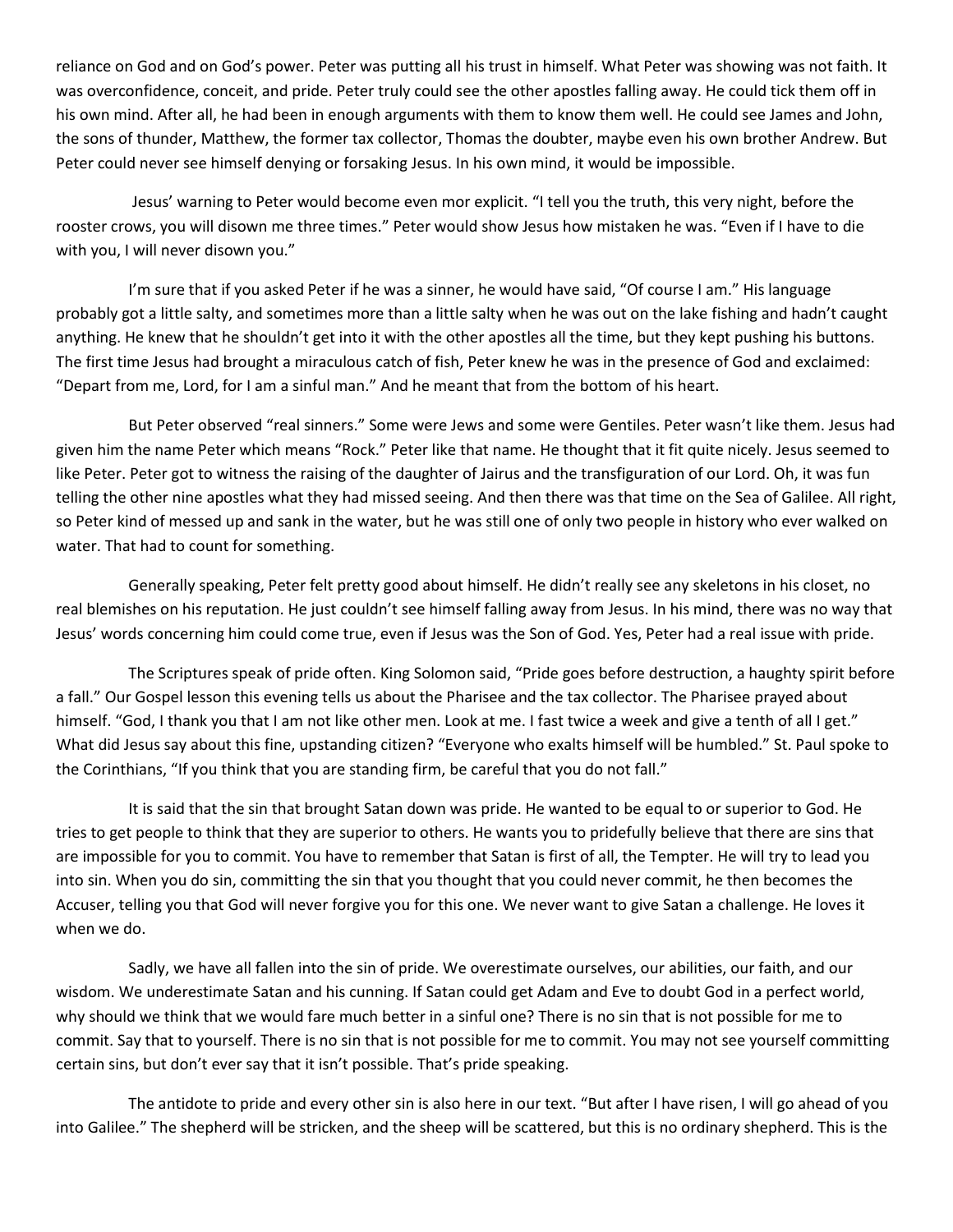reliance on God and on God's power. Peter was putting all his trust in himself. What Peter was showing was not faith. It was overconfidence, conceit, and pride. Peter truly could see the other apostles falling away. He could tick them off in his own mind. After all, he had been in enough arguments with them to know them well. He could see James and John, the sons of thunder, Matthew, the former tax collector, Thomas the doubter, maybe even his own brother Andrew. But Peter could never see himself denying or forsaking Jesus. In his own mind, it would be impossible.

Jesus' warning to Peter would become even mor explicit. "I tell you the truth, this very night, before the rooster crows, you will disown me three times." Peter would show Jesus how mistaken he was. "Even if I have to die with you, I will never disown you."

I'm sure that if you asked Peter if he was a sinner, he would have said, "Of course I am." His language probably got a little salty, and sometimes more than a little salty when he was out on the lake fishing and hadn't caught anything. He knew that he shouldn't get into it with the other apostles all the time, but they kept pushing his buttons. The first time Jesus had brought a miraculous catch of fish, Peter knew he was in the presence of God and exclaimed: "Depart from me, Lord, for I am a sinful man." And he meant that from the bottom of his heart.

But Peter observed "real sinners." Some were Jews and some were Gentiles. Peter wasn't like them. Jesus had given him the name Peter which means "Rock." Peter like that name. He thought that it fit quite nicely. Jesus seemed to like Peter. Peter got to witness the raising of the daughter of Jairus and the transfiguration of our Lord. Oh, it was fun telling the other nine apostles what they had missed seeing. And then there was that time on the Sea of Galilee. All right, so Peter kind of messed up and sank in the water, but he was still one of only two people in history who ever walked on water. That had to count for something.

Generally speaking, Peter felt pretty good about himself. He didn't really see any skeletons in his closet, no real blemishes on his reputation. He just couldn't see himself falling away from Jesus. In his mind, there was no way that Jesus' words concerning him could come true, even if Jesus was the Son of God. Yes, Peter had a real issue with pride.

The Scriptures speak of pride often. King Solomon said, "Pride goes before destruction, a haughty spirit before a fall." Our Gospel lesson this evening tells us about the Pharisee and the tax collector. The Pharisee prayed about himself. "God, I thank you that I am not like other men. Look at me. I fast twice a week and give a tenth of all I get." What did Jesus say about this fine, upstanding citizen? "Everyone who exalts himself will be humbled." St. Paul spoke to the Corinthians, "If you think that you are standing firm, be careful that you do not fall."

It is said that the sin that brought Satan down was pride. He wanted to be equal to or superior to God. He tries to get people to think that they are superior to others. He wants you to pridefully believe that there are sins that are impossible for you to commit. You have to remember that Satan is first of all, the Tempter. He will try to lead you into sin. When you do sin, committing the sin that you thought that you could never commit, he then becomes the Accuser, telling you that God will never forgive you for this one. We never want to give Satan a challenge. He loves it when we do.

Sadly, we have all fallen into the sin of pride. We overestimate ourselves, our abilities, our faith, and our wisdom. We underestimate Satan and his cunning. If Satan could get Adam and Eve to doubt God in a perfect world, why should we think that we would fare much better in a sinful one? There is no sin that is not possible for me to commit. Say that to yourself. There is no sin that is not possible for me to commit. You may not see yourself committing certain sins, but don't ever say that it isn't possible. That's pride speaking.

The antidote to pride and every other sin is also here in our text. "But after I have risen, I will go ahead of you into Galilee." The shepherd will be stricken, and the sheep will be scattered, but this is no ordinary shepherd. This is the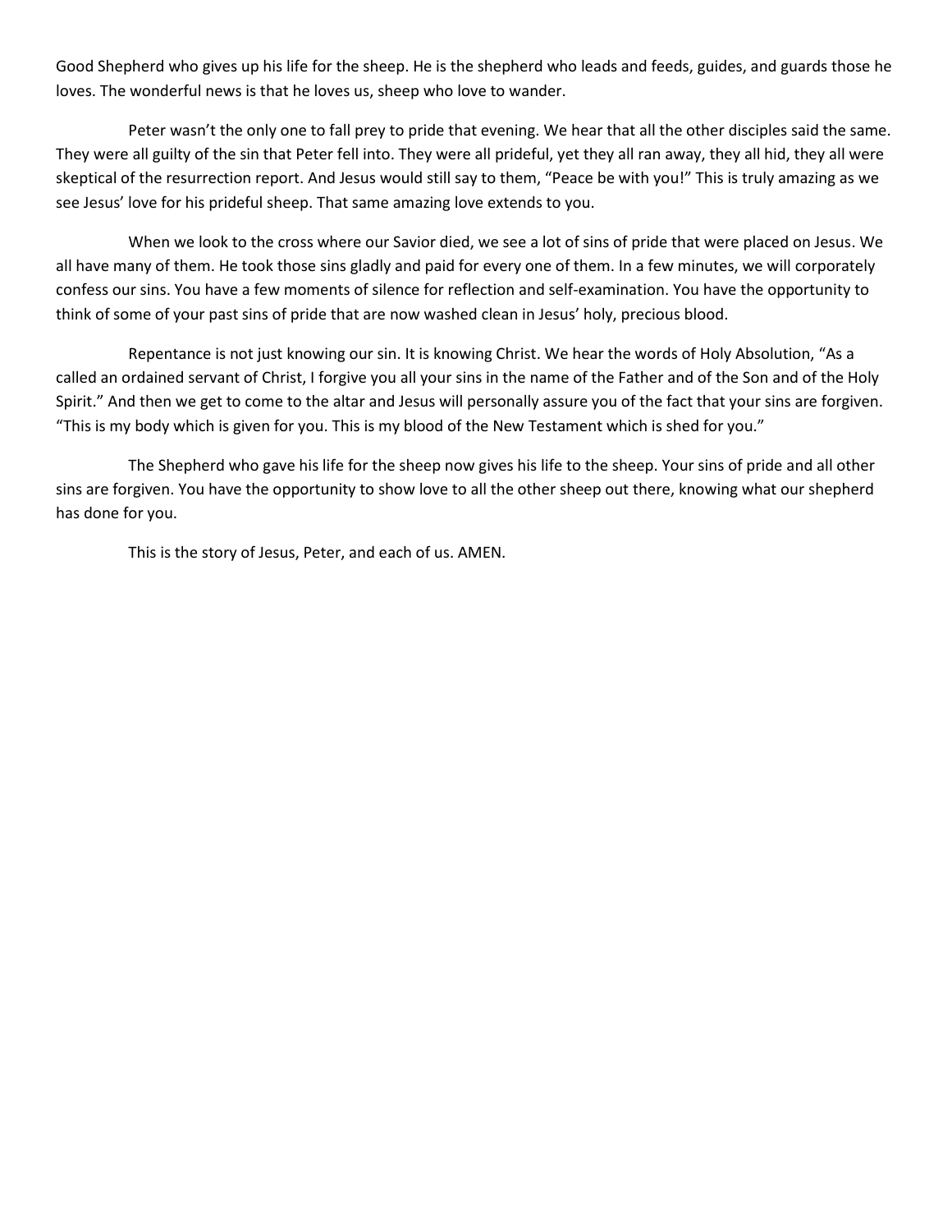Good Shepherd who gives up his life for the sheep. He is the shepherd who leads and feeds, guides, and guards those he loves. The wonderful news is that he loves us, sheep who love to wander.

Peter wasn't the only one to fall prey to pride that evening. We hear that all the other disciples said the same. They were all guilty of the sin that Peter fell into. They were all prideful, yet they all ran away, they all hid, they all were skeptical of the resurrection report. And Jesus would still say to them, "Peace be with you!" This is truly amazing as we see Jesus' love for his prideful sheep. That same amazing love extends to you.

When we look to the cross where our Savior died, we see a lot of sins of pride that were placed on Jesus. We all have many of them. He took those sins gladly and paid for every one of them. In a few minutes, we will corporately confess our sins. You have a few moments of silence for reflection and self-examination. You have the opportunity to think of some of your past sins of pride that are now washed clean in Jesus' holy, precious blood.

Repentance is not just knowing our sin. It is knowing Christ. We hear the words of Holy Absolution, "As a called an ordained servant of Christ, I forgive you all your sins in the name of the Father and of the Son and of the Holy Spirit." And then we get to come to the altar and Jesus will personally assure you of the fact that your sins are forgiven. "This is my body which is given for you. This is my blood of the New Testament which is shed for you."

The Shepherd who gave his life for the sheep now gives his life to the sheep. Your sins of pride and all other sins are forgiven. You have the opportunity to show love to all the other sheep out there, knowing what our shepherd has done for you.

This is the story of Jesus, Peter, and each of us. AMEN.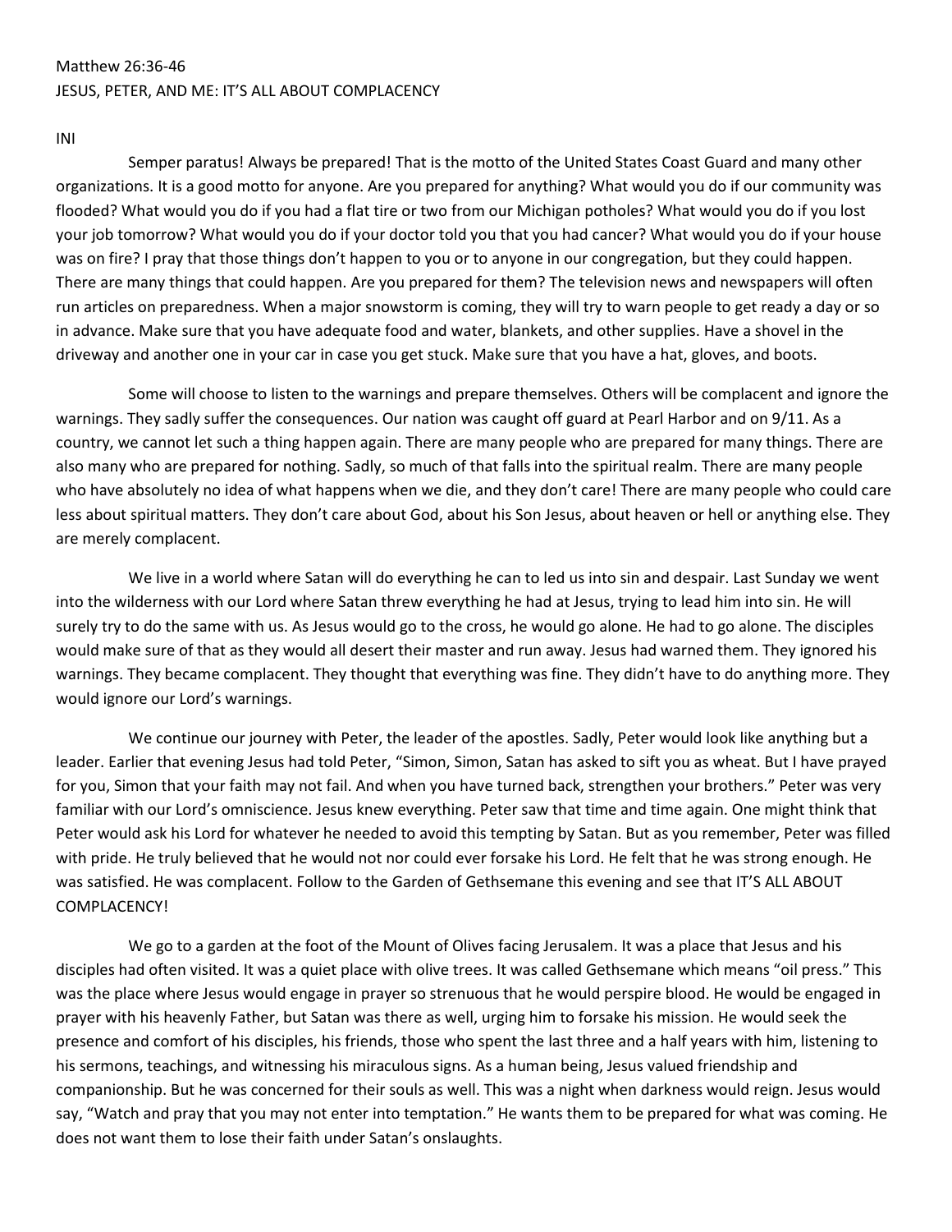Matthew 26:36-46

JESUS, PETER, AND ME: IT'S ALL ABOUT COMPLACENCY

INI

Semper paratus! Always be prepared! That is the motto of the United States Coast Guard and many other organizations. It is a good motto for anyone. Are you prepared for anything? What would you do if our community was flooded? What would you do if you had a flat tire or two from our Michigan potholes? What would you do if you lost your job tomorrow? What would you do if your doctor told you that you had cancer? What would you do if your house was on fire? I pray that those things don't happen to you or to anyone in our congregation, but they could happen. There are many things that could happen. Are you prepared for them? The television news and newspapers will often run articles on preparedness. When a major snowstorm is coming, they will try to warn people to get ready a day or so in advance. Make sure that you have adequate food and water, blankets, and other supplies. Have a shovel in the driveway and another one in your car in case you get stuck. Make sure that you have a hat, gloves, and boots.

Some will choose to listen to the warnings and prepare themselves. Others will be complacent and ignore the warnings. They sadly suffer the consequences. Our nation was caught off guard at Pearl Harbor and on 9/11. As a country, we cannot let such a thing happen again. There are many people who are prepared for many things. There are also many who are prepared for nothing. Sadly, so much of that falls into the spiritual realm. There are many people who have absolutely no idea of what happens when we die, and they don't care! There are many people who could care less about spiritual matters. They don't care about God, about his Son Jesus, about heaven or hell or anything else. They are merely complacent.

We live in a world where Satan will do everything he can to led us into sin and despair. Last Sunday we went into the wilderness with our Lord where Satan threw everything he had at Jesus, trying to lead him into sin. He will surely try to do the same with us. As Jesus would go to the cross, he would go alone. He had to go alone. The disciples would make sure of that as they would all desert their master and run away. Jesus had warned them. They ignored his warnings. They became complacent. They thought that everything was fine. They didn't have to do anything more. They would ignore our Lord's warnings.

We continue our journey with Peter, the leader of the apostles. Sadly, Peter would look like anything but a leader. Earlier that evening Jesus had told Peter, "Simon, Simon, Satan has asked to sift you as wheat. But I have prayed for you, Simon that your faith may not fail. And when you have turned back, strengthen your brothers." Peter was very familiar with our Lord's omniscience. Jesus knew everything. Peter saw that time and time again. One might think that Peter would ask his Lord for whatever he needed to avoid this tempting by Satan. But as you remember, Peter was filled with pride. He truly believed that he would not nor could ever forsake his Lord. He felt that he was strong enough. He was satisfied. He was complacent. Follow to the Garden of Gethsemane this evening and see that IT'S ALL ABOUT COMPLACENCY!

We go to a garden at the foot of the Mount of Olives facing Jerusalem. It was a place that Jesus and his disciples had often visited. It was a quiet place with olive trees. It was called Gethsemane which means "oil press." This was the place where Jesus would engage in prayer so strenuous that he would perspire blood. He would be engaged in prayer with his heavenly Father, but Satan was there as well, urging him to forsake his mission. He would seek the presence and comfort of his disciples, his friends, those who spent the last three and a half years with him, listening to his sermons, teachings, and witnessing his miraculous signs. As a human being, Jesus valued friendship and companionship. But he was concerned for their souls as well. This was a night when darkness would reign. Jesus would say, "Watch and pray that you may not enter into temptation." He wants them to be prepared for what was coming. He does not want them to lose their faith under Satan's onslaughts.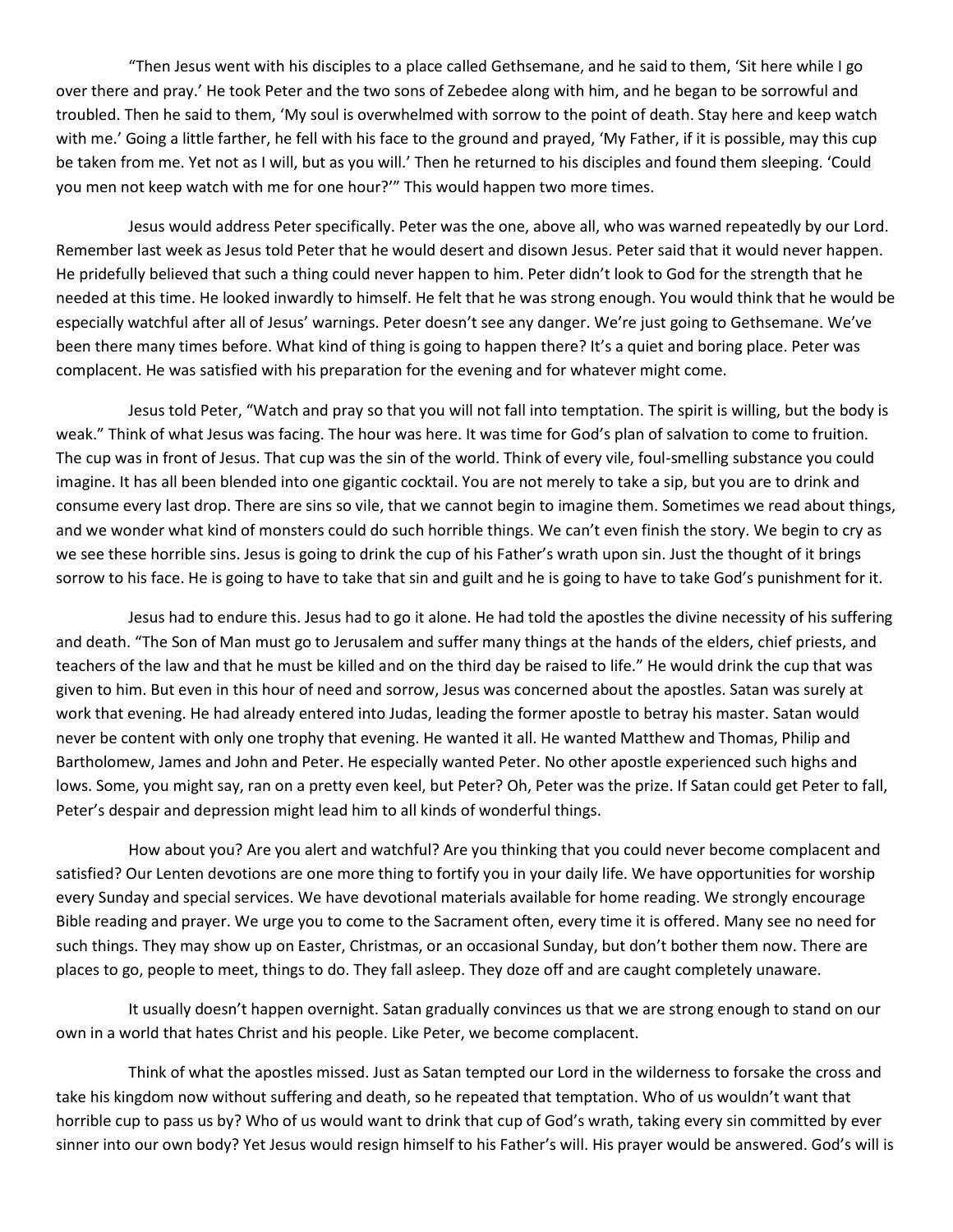"Then Jesus went with his disciples to a place called Gethsemane, and he said to them, 'Sit here while I go over there and pray.' He took Peter and the two sons of Zebedee along with him, and he began to be sorrowful and troubled. Then he said to them, 'My soul is overwhelmed with sorrow to the point of death. Stay here and keep watch with me.' Going a little farther, he fell with his face to the ground and prayed, 'My Father, if it is possible, may this cup be taken from me. Yet not as I will, but as you will.' Then he returned to his disciples and found them sleeping. 'Could you men not keep watch with me for one hour?'" This would happen two more times.

Jesus would address Peter specifically. Peter was the one, above all, who was warned repeatedly by our Lord. Remember last week as Jesus told Peter that he would desert and disown Jesus. Peter said that it would never happen. He pridefully believed that such a thing could never happen to him. Peter didn't look to God for the strength that he needed at this time. He looked inwardly to himself. He felt that he was strong enough. You would think that he would be especially watchful after all of Jesus' warnings. Peter doesn't see any danger. We're just going to Gethsemane. We've been there many times before. What kind of thing is going to happen there? It's a quiet and boring place. Peter was complacent. He was satisfied with his preparation for the evening and for whatever might come.

Jesus told Peter, "Watch and pray so that you will not fall into temptation. The spirit is willing, but the body is weak." Think of what Jesus was facing. The hour was here. It was time for God's plan of salvation to come to fruition. The cup was in front of Jesus. That cup was the sin of the world. Think of every vile, foul-smelling substance you could imagine. It has all been blended into one gigantic cocktail. You are not merely to take a sip, but you are to drink and consume every last drop. There are sins so vile, that we cannot begin to imagine them. Sometimes we read about things, and we wonder what kind of monsters could do such horrible things. We can't even finish the story. We begin to cry as we see these horrible sins. Jesus is going to drink the cup of his Father's wrath upon sin. Just the thought of it brings sorrow to his face. He is going to have to take that sin and guilt and he is going to have to take God's punishment for it.

Jesus had to endure this. Jesus had to go it alone. He had told the apostles the divine necessity of his suffering and death. "The Son of Man must go to Jerusalem and suffer many things at the hands of the elders, chief priests, and teachers of the law and that he must be killed and on the third day be raised to life." He would drink the cup that was given to him. But even in this hour of need and sorrow, Jesus was concerned about the apostles. Satan was surely at work that evening. He had already entered into Judas, leading the former apostle to betray his master. Satan would never be content with only one trophy that evening. He wanted it all. He wanted Matthew and Thomas, Philip and Bartholomew, James and John and Peter. He especially wanted Peter. No other apostle experienced such highs and lows. Some, you might say, ran on a pretty even keel, but Peter? Oh, Peter was the prize. If Satan could get Peter to fall, Peter's despair and depression might lead him to all kinds of wonderful things.

How about you? Are you alert and watchful? Are you thinking that you could never become complacent and satisfied? Our Lenten devotions are one more thing to fortify you in your daily life. We have opportunities for worship every Sunday and special services. We have devotional materials available for home reading. We strongly encourage Bible reading and prayer. We urge you to come to the Sacrament often, every time it is offered. Many see no need for such things. They may show up on Easter, Christmas, or an occasional Sunday, but don't bother them now. There are places to go, people to meet, things to do. They fall asleep. They doze off and are caught completely unaware.

It usually doesn't happen overnight. Satan gradually convinces us that we are strong enough to stand on our own in a world that hates Christ and his people. Like Peter, we become complacent.

Think of what the apostles missed. Just as Satan tempted our Lord in the wilderness to forsake the cross and take his kingdom now without suffering and death, so he repeated that temptation. Who of us wouldn't want that horrible cup to pass us by? Who of us would want to drink that cup of God's wrath, taking every sin committed by ever sinner into our own body? Yet Jesus would resign himself to his Father's will. His prayer would be answered. God's will is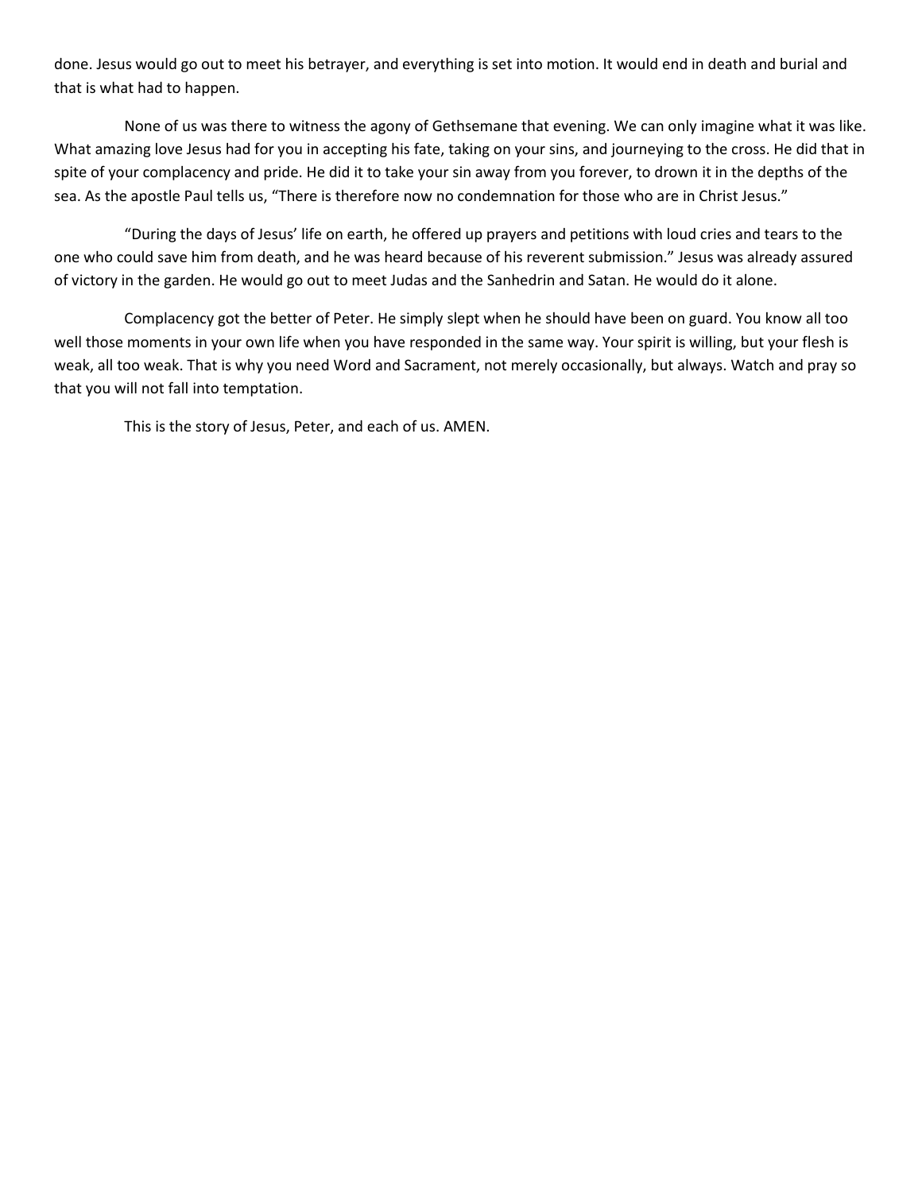done. Jesus would go out to meet his betrayer, and everything is set into motion. It would end in death and burial and that is what had to happen.

None of us was there to witness the agony of Gethsemane that evening. We can only imagine what it was like. What amazing love Jesus had for you in accepting his fate, taking on your sins, and journeying to the cross. He did that in spite of your complacency and pride. He did it to take your sin away from you forever, to drown it in the depths of the sea. As the apostle Paul tells us, "There is therefore now no condemnation for those who are in Christ Jesus."

"During the days of Jesus' life on earth, he offered up prayers and petitions with loud cries and tears to the one who could save him from death, and he was heard because of his reverent submission." Jesus was already assured of victory in the garden. He would go out to meet Judas and the Sanhedrin and Satan. He would do it alone.

Complacency got the better of Peter. He simply slept when he should have been on guard. You know all too well those moments in your own life when you have responded in the same way. Your spirit is willing, but your flesh is weak, all too weak. That is why you need Word and Sacrament, not merely occasionally, but always. Watch and pray so that you will not fall into temptation.

This is the story of Jesus, Peter, and each of us. AMEN.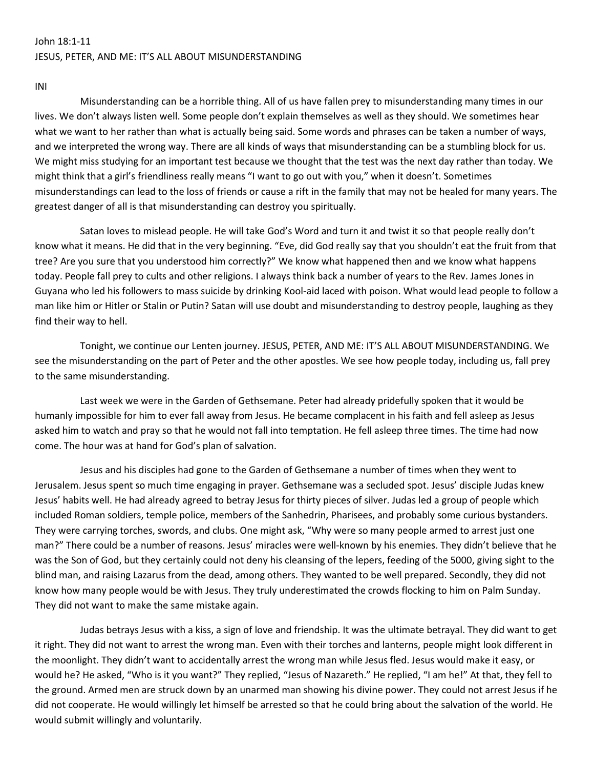John 18:1-11

JESUS, PETER, AND ME: IT'S ALL ABOUT MISUNDERSTANDING

INI

Misunderstanding can be a horrible thing. All of us have fallen prey to misunderstanding many times in our lives. We don't always listen well. Some people don't explain themselves as well as they should. We sometimes hear what we want to her rather than what is actually being said. Some words and phrases can be taken a number of ways, and we interpreted the wrong way. There are all kinds of ways that misunderstanding can be a stumbling block for us. We might miss studying for an important test because we thought that the test was the next day rather than today. We might think that a girl's friendliness really means "I want to go out with you," when it doesn't. Sometimes misunderstandings can lead to the loss of friends or cause a rift in the family that may not be healed for many years. The greatest danger of all is that misunderstanding can destroy you spiritually.

Satan loves to mislead people. He will take God's Word and turn it and twist it so that people really don't know what it means. He did that in the very beginning. "Eve, did God really say that you shouldn't eat the fruit from that tree? Are you sure that you understood him correctly?" We know what happened then and we know what happens today. People fall prey to cults and other religions. I always think back a number of years to the Rev. James Jones in Guyana who led his followers to mass suicide by drinking Kool-aid laced with poison. What would lead people to follow a man like him or Hitler or Stalin or Putin? Satan will use doubt and misunderstanding to destroy people, laughing as they find their way to hell.

Tonight, we continue our Lenten journey. JESUS, PETER, AND ME: IT'S ALL ABOUT MISUNDERSTANDING. We see the misunderstanding on the part of Peter and the other apostles. We see how people today, including us, fall prey to the same misunderstanding.

Last week we were in the Garden of Gethsemane. Peter had already pridefully spoken that it would be humanly impossible for him to ever fall away from Jesus. He became complacent in his faith and fell asleep as Jesus asked him to watch and pray so that he would not fall into temptation. He fell asleep three times. The time had now come. The hour was at hand for God's plan of salvation.

Jesus and his disciples had gone to the Garden of Gethsemane a number of times when they went to Jerusalem. Jesus spent so much time engaging in prayer. Gethsemane was a secluded spot. Jesus' disciple Judas knew Jesus' habits well. He had already agreed to betray Jesus for thirty pieces of silver. Judas led a group of people which included Roman soldiers, temple police, members of the Sanhedrin, Pharisees, and probably some curious bystanders. They were carrying torches, swords, and clubs. One might ask, "Why were so many people armed to arrest just one man?" There could be a number of reasons. Jesus' miracles were well-known by his enemies. They didn't believe that he was the Son of God, but they certainly could not deny his cleansing of the lepers, feeding of the 5000, giving sight to the blind man, and raising Lazarus from the dead, among others. They wanted to be well prepared. Secondly, they did not know how many people would be with Jesus. They truly underestimated the crowds flocking to him on Palm Sunday. They did not want to make the same mistake again.

Judas betrays Jesus with a kiss, a sign of love and friendship. It was the ultimate betrayal. They did want to get it right. They did not want to arrest the wrong man. Even with their torches and lanterns, people might look different in the moonlight. They didn't want to accidentally arrest the wrong man while Jesus fled. Jesus would make it easy, or would he? He asked, "Who is it you want?" They replied, "Jesus of Nazareth." He replied, "I am he!" At that, they fell to the ground. Armed men are struck down by an unarmed man showing his divine power. They could not arrest Jesus if he did not cooperate. He would willingly let himself be arrested so that he could bring about the salvation of the world. He would submit willingly and voluntarily.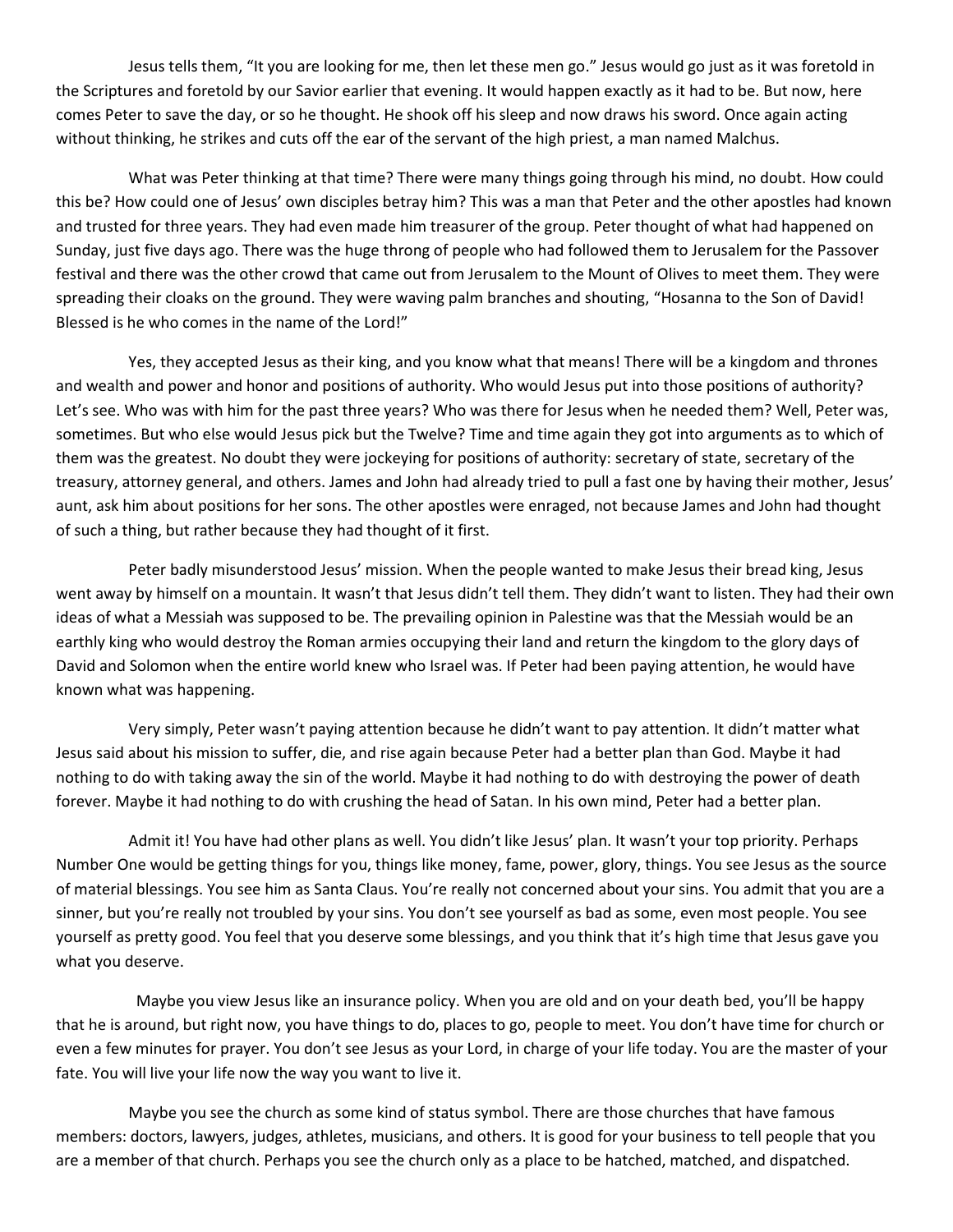Jesus tells them, "It you are looking for me, then let these men go." Jesus would go just as it was foretold in the Scriptures and foretold by our Savior earlier that evening. It would happen exactly as it had to be. But now, here comes Peter to save the day, or so he thought. He shook off his sleep and now draws his sword. Once again acting without thinking, he strikes and cuts off the ear of the servant of the high priest, a man named Malchus.

What was Peter thinking at that time? There were many things going through his mind, no doubt. How could this be? How could one of Jesus' own disciples betray him? This was a man that Peter and the other apostles had known and trusted for three years. They had even made him treasurer of the group. Peter thought of what had happened on Sunday, just five days ago. There was the huge throng of people who had followed them to Jerusalem for the Passover festival and there was the other crowd that came out from Jerusalem to the Mount of Olives to meet them. They were spreading their cloaks on the ground. They were waving palm branches and shouting, "Hosanna to the Son of David! Blessed is he who comes in the name of the Lord!"

Yes, they accepted Jesus as their king, and you know what that means! There will be a kingdom and thrones and wealth and power and honor and positions of authority. Who would Jesus put into those positions of authority? Let's see. Who was with him for the past three years? Who was there for Jesus when he needed them? Well, Peter was, sometimes. But who else would Jesus pick but the Twelve? Time and time again they got into arguments as to which of them was the greatest. No doubt they were jockeying for positions of authority: secretary of state, secretary of the treasury, attorney general, and others. James and John had already tried to pull a fast one by having their mother, Jesus' aunt, ask him about positions for her sons. The other apostles were enraged, not because James and John had thought of such a thing, but rather because they had thought of it first.

Peter badly misunderstood Jesus' mission. When the people wanted to make Jesus their bread king, Jesus went away by himself on a mountain. It wasn't that Jesus didn't tell them. They didn't want to listen. They had their own ideas of what a Messiah was supposed to be. The prevailing opinion in Palestine was that the Messiah would be an earthly king who would destroy the Roman armies occupying their land and return the kingdom to the glory days of David and Solomon when the entire world knew who Israel was. If Peter had been paying attention, he would have known what was happening.

Very simply, Peter wasn't paying attention because he didn't want to pay attention. It didn't matter what Jesus said about his mission to suffer, die, and rise again because Peter had a better plan than God. Maybe it had nothing to do with taking away the sin of the world. Maybe it had nothing to do with destroying the power of death forever. Maybe it had nothing to do with crushing the head of Satan. In his own mind, Peter had a better plan.

Admit it! You have had other plans as well. You didn't like Jesus' plan. It wasn't your top priority. Perhaps Number One would be getting things for you, things like money, fame, power, glory, things. You see Jesus as the source of material blessings. You see him as Santa Claus. You're really not concerned about your sins. You admit that you are a sinner, but you're really not troubled by your sins. You don't see yourself as bad as some, even most people. You see yourself as pretty good. You feel that you deserve some blessings, and you think that it's high time that Jesus gave you what you deserve.

Maybe you view Jesus like an insurance policy. When you are old and on your death bed, you'll be happy that he is around, but right now, you have things to do, places to go, people to meet. You don't have time for church or even a few minutes for prayer. You don't see Jesus as your Lord, in charge of your life today. You are the master of your fate. You will live your life now the way you want to live it.

Maybe you see the church as some kind of status symbol. There are those churches that have famous members: doctors, lawyers, judges, athletes, musicians, and others. It is good for your business to tell people that you are a member of that church. Perhaps you see the church only as a place to be hatched, matched, and dispatched.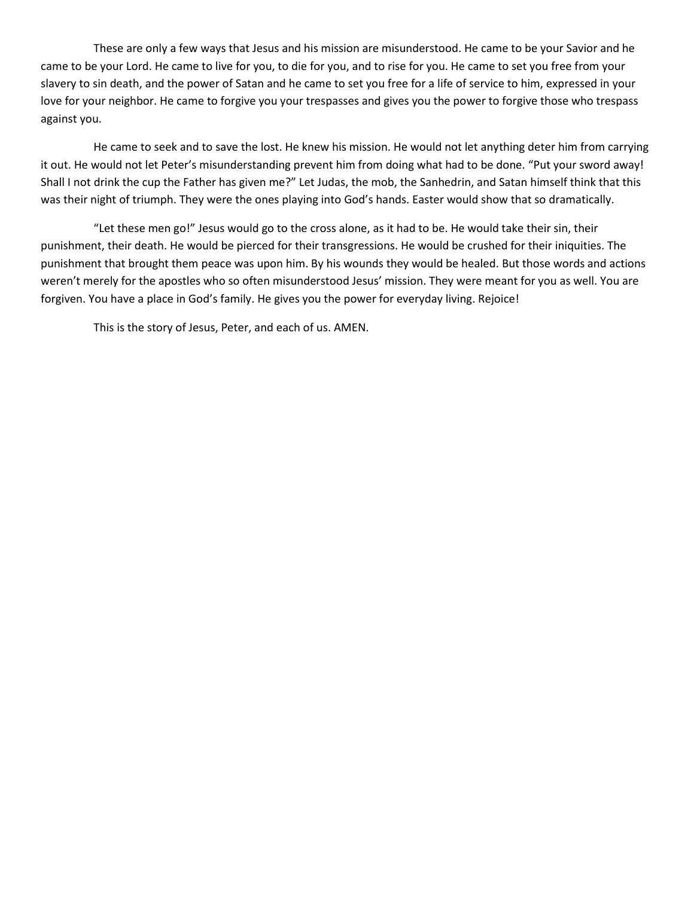These are only a few ways that Jesus and his mission are misunderstood. He came to be your Savior and he came to be your Lord. He came to live for you, to die for you, and to rise for you. He came to set you free from your slavery to sin death, and the power of Satan and he came to set you free for a life of service to him, expressed in your love for your neighbor. He came to forgive you your trespasses and gives you the power to forgive those who trespass against you.

He came to seek and to save the lost. He knew his mission. He would not let anything deter him from carrying it out. He would not let Peter's misunderstanding prevent him from doing what had to be done. "Put your sword away! Shall I not drink the cup the Father has given me?" Let Judas, the mob, the Sanhedrin, and Satan himself think that this was their night of triumph. They were the ones playing into God's hands. Easter would show that so dramatically.

"Let these men go!" Jesus would go to the cross alone, as it had to be. He would take their sin, their punishment, their death. He would be pierced for their transgressions. He would be crushed for their iniquities. The punishment that brought them peace was upon him. By his wounds they would be healed. But those words and actions weren't merely for the apostles who so often misunderstood Jesus' mission. They were meant for you as well. You are forgiven. You have a place in God's family. He gives you the power for everyday living. Rejoice!

This is the story of Jesus, Peter, and each of us. AMEN.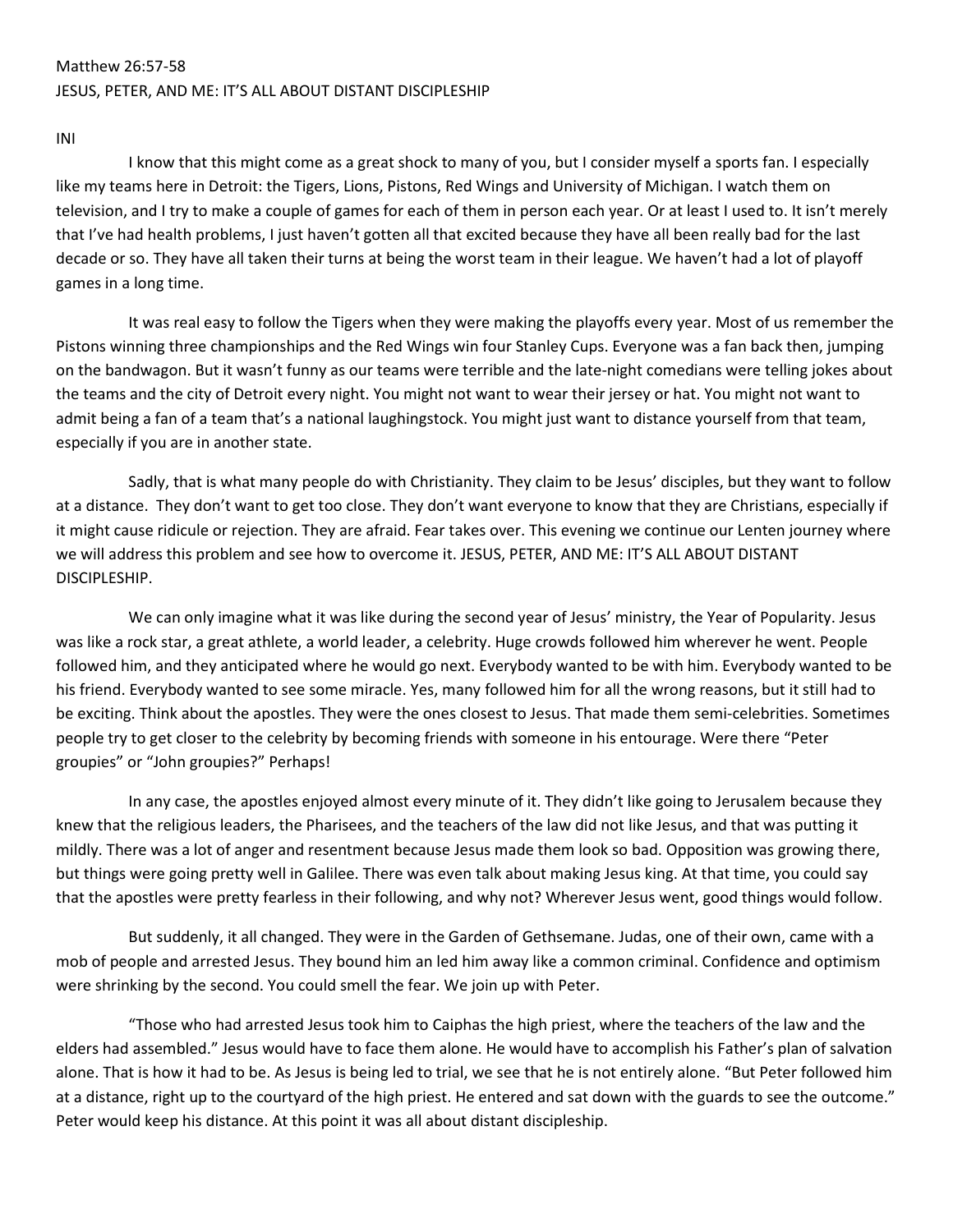Matthew 26:57-58

JESUS, PETER, AND ME: IT'S ALL ABOUT DISTANT DISCIPLESHIP

INI

I know that this might come as a great shock to many of you, but I consider myself a sports fan. I especially like my teams here in Detroit: the Tigers, Lions, Pistons, Red Wings and University of Michigan. I watch them on television, and I try to make a couple of games for each of them in person each year. Or at least I used to. It isn't merely that I've had health problems, I just haven't gotten all that excited because they have all been really bad for the last decade or so. They have all taken their turns at being the worst team in their league. We haven't had a lot of playoff games in a long time.

It was real easy to follow the Tigers when they were making the playoffs every year. Most of us remember the Pistons winning three championships and the Red Wings win four Stanley Cups. Everyone was a fan back then, jumping on the bandwagon. But it wasn't funny as our teams were terrible and the late-night comedians were telling jokes about the teams and the city of Detroit every night. You might not want to wear their jersey or hat. You might not want to admit being a fan of a team that's a national laughingstock. You might just want to distance yourself from that team, especially if you are in another state.

Sadly, that is what many people do with Christianity. They claim to be Jesus' disciples, but they want to follow at a distance. They don't want to get too close. They don't want everyone to know that they are Christians, especially if it might cause ridicule or rejection. They are afraid. Fear takes over. This evening we continue our Lenten journey where we will address this problem and see how to overcome it. JESUS, PETER, AND ME: IT'S ALL ABOUT DISTANT DISCIPLESHIP.

We can only imagine what it was like during the second year of Jesus' ministry, the Year of Popularity. Jesus was like a rock star, a great athlete, a world leader, a celebrity. Huge crowds followed him wherever he went. People followed him, and they anticipated where he would go next. Everybody wanted to be with him. Everybody wanted to be his friend. Everybody wanted to see some miracle. Yes, many followed him for all the wrong reasons, but it still had to be exciting. Think about the apostles. They were the ones closest to Jesus. That made them semi-celebrities. Sometimes people try to get closer to the celebrity by becoming friends with someone in his entourage. Were there "Peter groupies" or "John groupies?" Perhaps!

In any case, the apostles enjoyed almost every minute of it. They didn't like going to Jerusalem because they knew that the religious leaders, the Pharisees, and the teachers of the law did not like Jesus, and that was putting it mildly. There was a lot of anger and resentment because Jesus made them look so bad. Opposition was growing there, but things were going pretty well in Galilee. There was even talk about making Jesus king. At that time, you could say that the apostles were pretty fearless in their following, and why not? Wherever Jesus went, good things would follow.

But suddenly, it all changed. They were in the Garden of Gethsemane. Judas, one of their own, came with a mob of people and arrested Jesus. They bound him an led him away like a common criminal. Confidence and optimism were shrinking by the second. You could smell the fear. We join up with Peter.

"Those who had arrested Jesus took him to Caiphas the high priest, where the teachers of the law and the elders had assembled." Jesus would have to face them alone. He would have to accomplish his Father's plan of salvation alone. That is how it had to be. As Jesus is being led to trial, we see that he is not entirely alone. "But Peter followed him at a distance, right up to the courtyard of the high priest. He entered and sat down with the guards to see the outcome." Peter would keep his distance. At this point it was all about distant discipleship.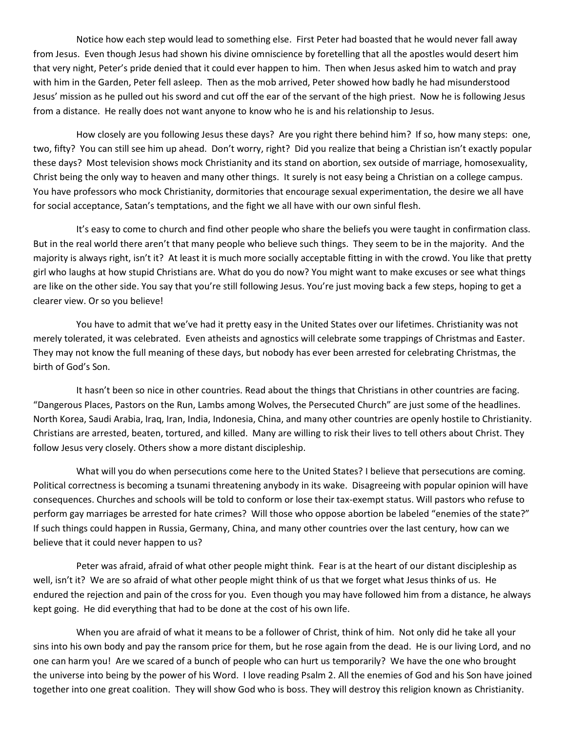Notice how each step would lead to something else. First Peter had boasted that he would never fall away from Jesus. Even though Jesus had shown his divine omniscience by foretelling that all the apostles would desert him that very night, Peter's pride denied that it could ever happen to him. Then when Jesus asked him to watch and pray with him in the Garden, Peter fell asleep. Then as the mob arrived, Peter showed how badly he had misunderstood Jesus' mission as he pulled out his sword and cut off the ear of the servant of the high priest. Now he is following Jesus from a distance. He really does not want anyone to know who he is and his relationship to Jesus.

How closely are you following Jesus these days? Are you right there behind him? If so, how many steps: one, two, fifty? You can still see him up ahead. Don't worry, right? Did you realize that being a Christian isn't exactly popular these days? Most television shows mock Christianity and its stand on abortion, sex outside of marriage, homosexuality, Christ being the only way to heaven and many other things. It surely is not easy being a Christian on a college campus. You have professors who mock Christianity, dormitories that encourage sexual experimentation, the desire we all have for social acceptance, Satan's temptations, and the fight we all have with our own sinful flesh.

It's easy to come to church and find other people who share the beliefs you were taught in confirmation class. But in the real world there aren't that many people who believe such things. They seem to be in the majority. And the majority is always right, isn't it? At least it is much more socially acceptable fitting in with the crowd. You like that pretty girl who laughs at how stupid Christians are. What do you do now? You might want to make excuses or see what things are like on the other side. You say that you're still following Jesus. You're just moving back a few steps, hoping to get a clearer view. Or so you believe!

You have to admit that we've had it pretty easy in the United States over our lifetimes. Christianity was not merely tolerated, it was celebrated. Even atheists and agnostics will celebrate some trappings of Christmas and Easter. They may not know the full meaning of these days, but nobody has ever been arrested for celebrating Christmas, the birth of God's Son.

It hasn't been so nice in other countries. Read about the things that Christians in other countries are facing. "Dangerous Places, Pastors on the Run, Lambs among Wolves, the Persecuted Church" are just some of the headlines. North Korea, Saudi Arabia, Iraq, Iran, India, Indonesia, China, and many other countries are openly hostile to Christianity. Christians are arrested, beaten, tortured, and killed. Many are willing to risk their lives to tell others about Christ. They follow Jesus very closely. Others show a more distant discipleship.

What will you do when persecutions come here to the United States? I believe that persecutions are coming. Political correctness is becoming a tsunami threatening anybody in its wake. Disagreeing with popular opinion will have consequences. Churches and schools will be told to conform or lose their tax-exempt status. Will pastors who refuse to perform gay marriages be arrested for hate crimes? Will those who oppose abortion be labeled "enemies of the state?" If such things could happen in Russia, Germany, China, and many other countries over the last century, how can we believe that it could never happen to us?

Peter was afraid, afraid of what other people might think. Fear is at the heart of our distant discipleship as well, isn't it? We are so afraid of what other people might think of us that we forget what Jesus thinks of us. He endured the rejection and pain of the cross for you. Even though you may have followed him from a distance, he always kept going. He did everything that had to be done at the cost of his own life.

When you are afraid of what it means to be a follower of Christ, think of him. Not only did he take all your sins into his own body and pay the ransom price for them, but he rose again from the dead. He is our living Lord, and no one can harm you! Are we scared of a bunch of people who can hurt us temporarily? We have the one who brought the universe into being by the power of his Word. I love reading Psalm 2. All the enemies of God and his Son have joined together into one great coalition. They will show God who is boss. They will destroy this religion known as Christianity.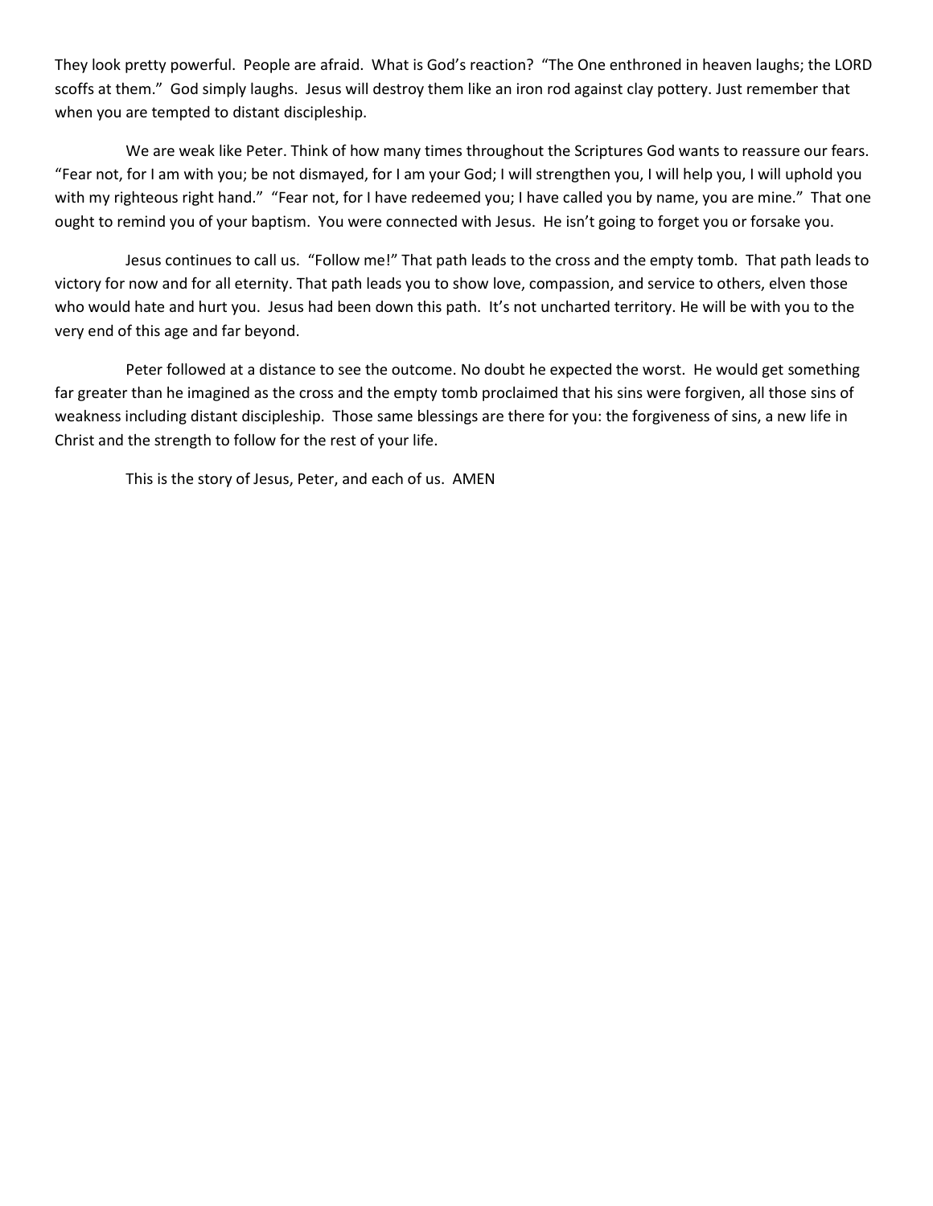They look pretty powerful. People are afraid. What is God's reaction? "The One enthroned in heaven laughs; the LORD scoffs at them." God simply laughs. Jesus will destroy them like an iron rod against clay pottery. Just remember that when you are tempted to distant discipleship.

We are weak like Peter. Think of how many times throughout the Scriptures God wants to reassure our fears. "Fear not, for I am with you; be not dismayed, for I am your God; I will strengthen you, I will help you, I will uphold you with my righteous right hand." "Fear not, for I have redeemed you; I have called you by name, you are mine." That one ought to remind you of your baptism. You were connected with Jesus. He isn't going to forget you or forsake you.

Jesus continues to call us. "Follow me!" That path leads to the cross and the empty tomb. That path leads to victory for now and for all eternity. That path leads you to show love, compassion, and service to others, elven those who would hate and hurt you. Jesus had been down this path. It's not uncharted territory. He will be with you to the very end of this age and far beyond.

Peter followed at a distance to see the outcome. No doubt he expected the worst. He would get something far greater than he imagined as the cross and the empty tomb proclaimed that his sins were forgiven, all those sins of weakness including distant discipleship. Those same blessings are there for you: the forgiveness of sins, a new life in Christ and the strength to follow for the rest of your life.

This is the story of Jesus, Peter, and each of us. AMEN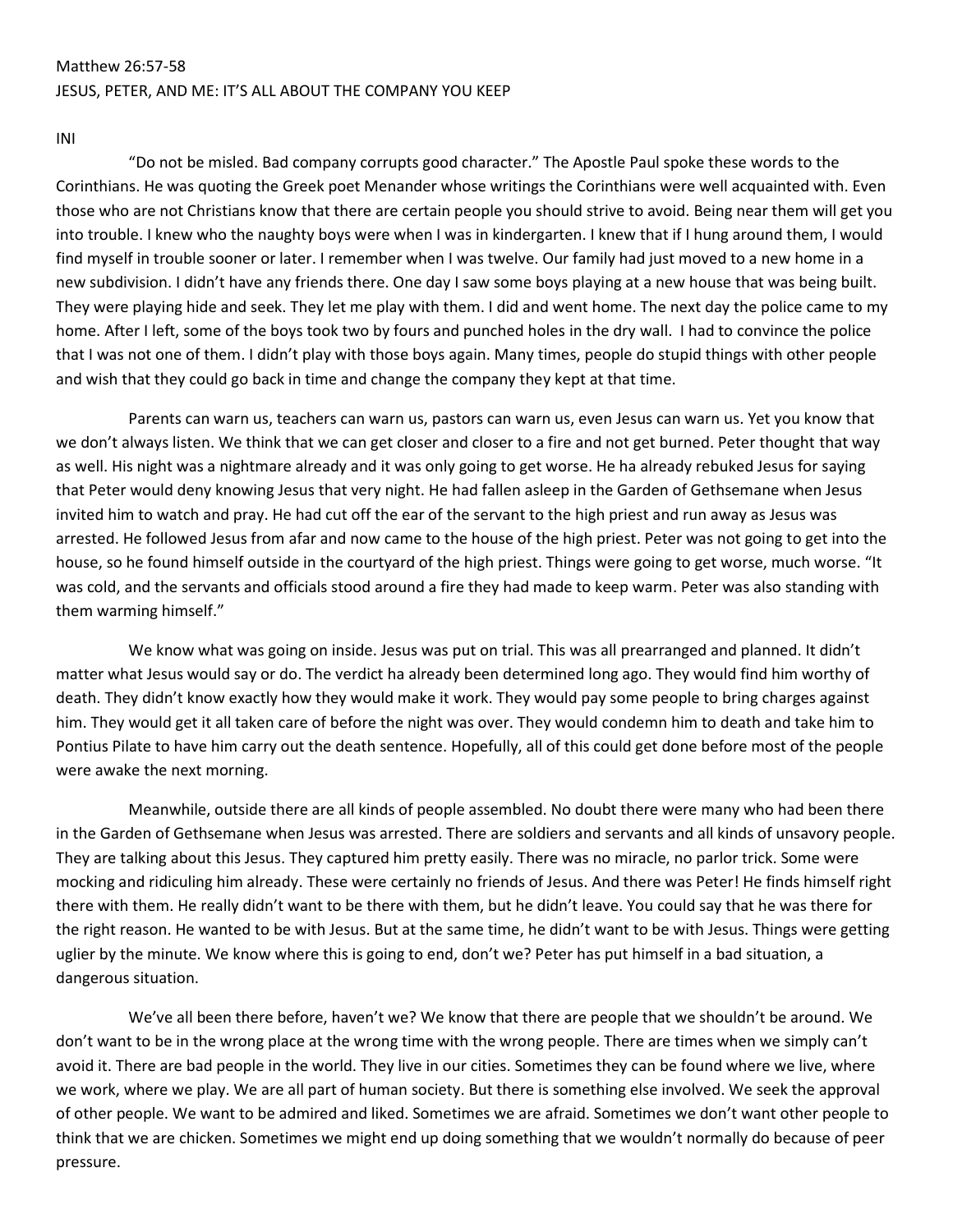Matthew 26:57-58
JESUS, PETER, AND ME: IT'S ALL ABOUT THE COMPANY YOU KEEP

INI

"Do not be misled. Bad company corrupts good character." The Apostle Paul spoke these words to the Corinthians. He was quoting the Greek poet Menander whose writings the Corinthians were well acquainted with. Even those who are not Christians know that there are certain people you should strive to avoid. Being near them will get you into trouble. I knew who the naughty boys were when I was in kindergarten. I knew that if I hung around them, I would find myself in trouble sooner or later. I remember when I was twelve. Our family had just moved to a new home in a new subdivision. I didn't have any friends there. One day I saw some boys playing at a new house that was being built. They were playing hide and seek. They let me play with them. I did and went home. The next day the police came to my home. After I left, some of the boys took two by fours and punched holes in the dry wall. I had to convince the police that I was not one of them. I didn't play with those boys again. Many times, people do stupid things with other people and wish that they could go back in time and change the company they kept at that time.

Parents can warn us, teachers can warn us, pastors can warn us, even Jesus can warn us. Yet you know that we don't always listen. We think that we can get closer and closer to a fire and not get burned. Peter thought that way as well. His night was a nightmare already and it was only going to get worse. He ha already rebuked Jesus for saying that Peter would deny knowing Jesus that very night. He had fallen asleep in the Garden of Gethsemane when Jesus invited him to watch and pray. He had cut off the ear of the servant to the high priest and run away as Jesus was arrested. He followed Jesus from afar and now came to the house of the high priest. Peter was not going to get into the house, so he found himself outside in the courtyard of the high priest. Things were going to get worse, much worse. "It was cold, and the servants and officials stood around a fire they had made to keep warm. Peter was also standing with them warming himself."

We know what was going on inside. Jesus was put on trial. This was all prearranged and planned. It didn't matter what Jesus would say or do. The verdict ha already been determined long ago. They would find him worthy of death. They didn't know exactly how they would make it work. They would pay some people to bring charges against him. They would get it all taken care of before the night was over. They would condemn him to death and take him to Pontius Pilate to have him carry out the death sentence. Hopefully, all of this could get done before most of the people were awake the next morning.

Meanwhile, outside there are all kinds of people assembled. No doubt there were many who had been there in the Garden of Gethsemane when Jesus was arrested. There are soldiers and servants and all kinds of unsavory people. They are talking about this Jesus. They captured him pretty easily. There was no miracle, no parlor trick. Some were mocking and ridiculing him already. These were certainly no friends of Jesus. And there was Peter! He finds himself right there with them. He really didn't want to be there with them, but he didn't leave. You could say that he was there for the right reason. He wanted to be with Jesus. But at the same time, he didn't want to be with Jesus. Things were getting uglier by the minute. We know where this is going to end, don't we? Peter has put himself in a bad situation, a dangerous situation.

We've all been there before, haven't we? We know that there are people that we shouldn't be around. We don't want to be in the wrong place at the wrong time with the wrong people. There are times when we simply can't avoid it. There are bad people in the world. They live in our cities. Sometimes they can be found where we live, where we work, where we play. We are all part of human society. But there is something else involved. We seek the approval of other people. We want to be admired and liked. Sometimes we are afraid. Sometimes we don't want other people to think that we are chicken. Sometimes we might end up doing something that we wouldn't normally do because of peer pressure.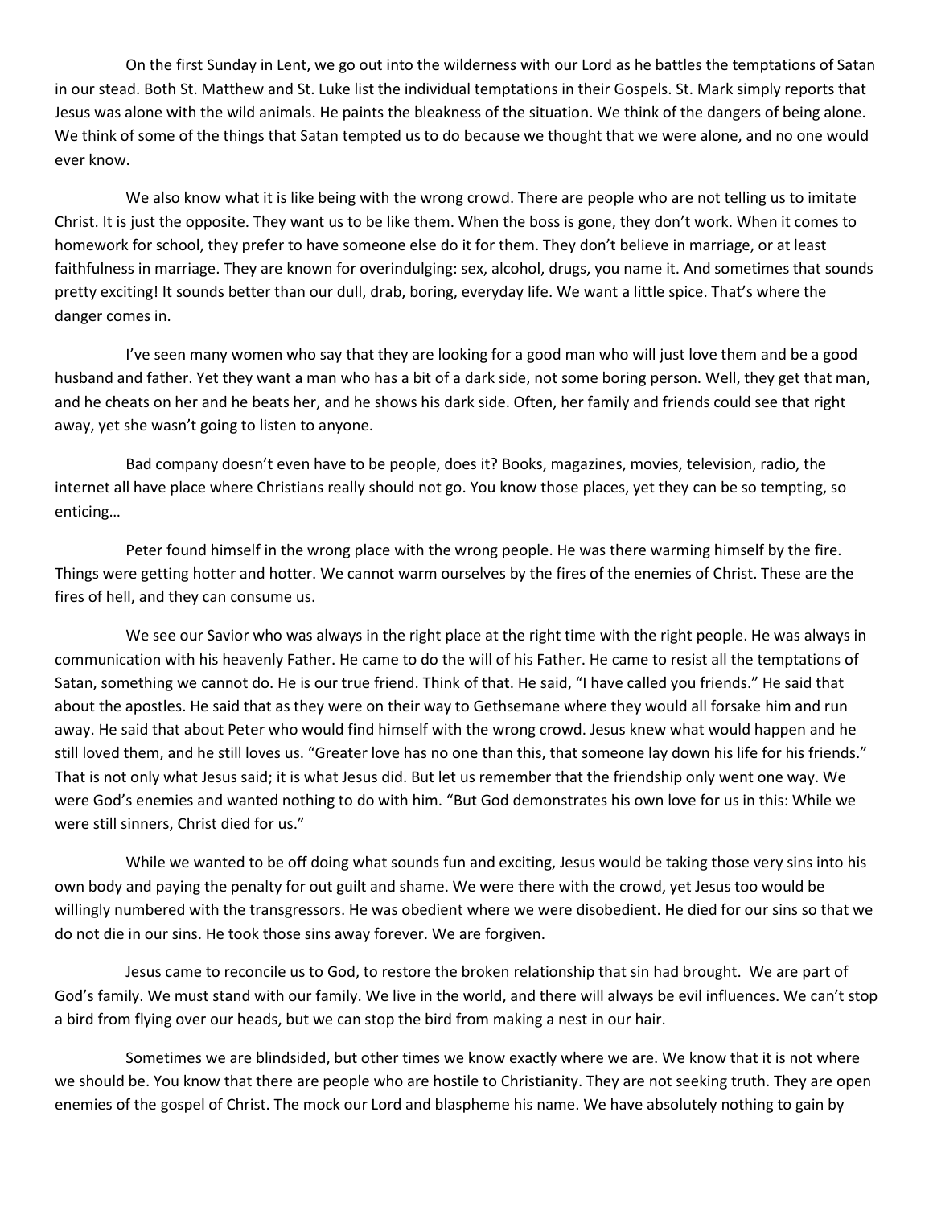On the first Sunday in Lent, we go out into the wilderness with our Lord as he battles the temptations of Satan in our stead. Both St. Matthew and St. Luke list the individual temptations in their Gospels. St. Mark simply reports that Jesus was alone with the wild animals. He paints the bleakness of the situation. We think of the dangers of being alone. We think of some of the things that Satan tempted us to do because we thought that we were alone, and no one would ever know.

We also know what it is like being with the wrong crowd. There are people who are not telling us to imitate Christ. It is just the opposite. They want us to be like them. When the boss is gone, they don't work. When it comes to homework for school, they prefer to have someone else do it for them. They don't believe in marriage, or at least faithfulness in marriage. They are known for overindulging: sex, alcohol, drugs, you name it. And sometimes that sounds pretty exciting! It sounds better than our dull, drab, boring, everyday life. We want a little spice. That's where the danger comes in.

I've seen many women who say that they are looking for a good man who will just love them and be a good husband and father. Yet they want a man who has a bit of a dark side, not some boring person. Well, they get that man, and he cheats on her and he beats her, and he shows his dark side. Often, her family and friends could see that right away, yet she wasn't going to listen to anyone.

Bad company doesn't even have to be people, does it? Books, magazines, movies, television, radio, the internet all have place where Christians really should not go. You know those places, yet they can be so tempting, so enticing…

Peter found himself in the wrong place with the wrong people. He was there warming himself by the fire. Things were getting hotter and hotter. We cannot warm ourselves by the fires of the enemies of Christ. These are the fires of hell, and they can consume us.

We see our Savior who was always in the right place at the right time with the right people. He was always in communication with his heavenly Father. He came to do the will of his Father. He came to resist all the temptations of Satan, something we cannot do. He is our true friend. Think of that. He said, "I have called you friends." He said that about the apostles. He said that as they were on their way to Gethsemane where they would all forsake him and run away. He said that about Peter who would find himself with the wrong crowd. Jesus knew what would happen and he still loved them, and he still loves us. "Greater love has no one than this, that someone lay down his life for his friends." That is not only what Jesus said; it is what Jesus did. But let us remember that the friendship only went one way. We were God's enemies and wanted nothing to do with him. "But God demonstrates his own love for us in this: While we were still sinners, Christ died for us."

While we wanted to be off doing what sounds fun and exciting, Jesus would be taking those very sins into his own body and paying the penalty for out guilt and shame. We were there with the crowd, yet Jesus too would be willingly numbered with the transgressors. He was obedient where we were disobedient. He died for our sins so that we do not die in our sins. He took those sins away forever. We are forgiven.

Jesus came to reconcile us to God, to restore the broken relationship that sin had brought. We are part of God's family. We must stand with our family. We live in the world, and there will always be evil influences. We can't stop a bird from flying over our heads, but we can stop the bird from making a nest in our hair.

Sometimes we are blindsided, but other times we know exactly where we are. We know that it is not where we should be. You know that there are people who are hostile to Christianity. They are not seeking truth. They are open enemies of the gospel of Christ. The mock our Lord and blaspheme his name. We have absolutely nothing to gain by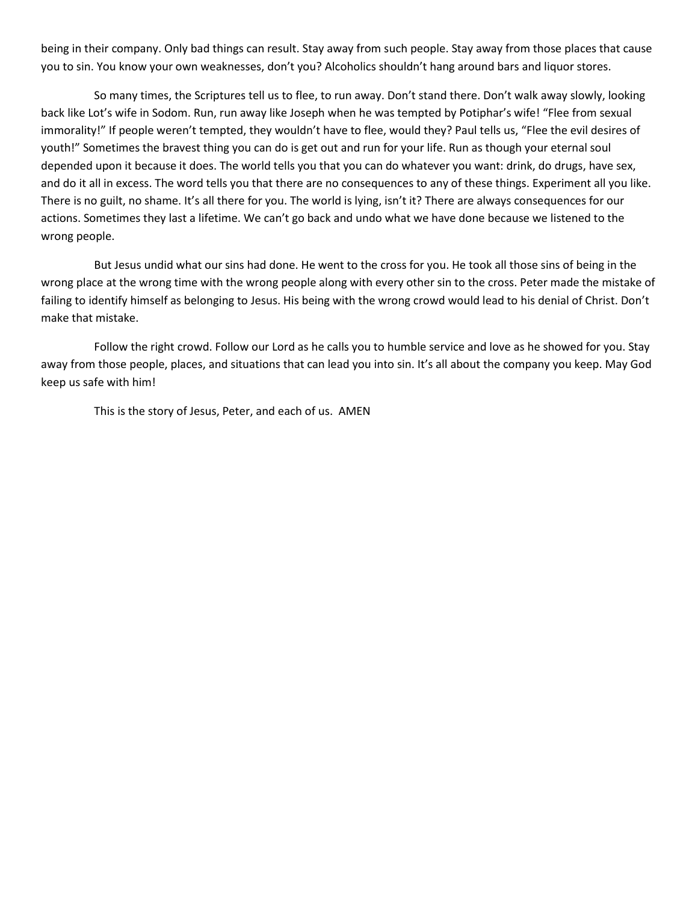being in their company. Only bad things can result. Stay away from such people. Stay away from those places that cause you to sin. You know your own weaknesses, don't you? Alcoholics shouldn't hang around bars and liquor stores.

So many times, the Scriptures tell us to flee, to run away. Don't stand there. Don't walk away slowly, looking back like Lot's wife in Sodom. Run, run away like Joseph when he was tempted by Potiphar's wife! "Flee from sexual immorality!" If people weren't tempted, they wouldn't have to flee, would they? Paul tells us, "Flee the evil desires of youth!" Sometimes the bravest thing you can do is get out and run for your life. Run as though your eternal soul depended upon it because it does. The world tells you that you can do whatever you want: drink, do drugs, have sex, and do it all in excess. The word tells you that there are no consequences to any of these things. Experiment all you like. There is no guilt, no shame. It's all there for you. The world is lying, isn't it? There are always consequences for our actions. Sometimes they last a lifetime. We can't go back and undo what we have done because we listened to the wrong people.

But Jesus undid what our sins had done. He went to the cross for you. He took all those sins of being in the wrong place at the wrong time with the wrong people along with every other sin to the cross. Peter made the mistake of failing to identify himself as belonging to Jesus. His being with the wrong crowd would lead to his denial of Christ. Don't make that mistake.

Follow the right crowd. Follow our Lord as he calls you to humble service and love as he showed for you. Stay away from those people, places, and situations that can lead you into sin. It's all about the company you keep. May God keep us safe with him!

This is the story of Jesus, Peter, and each of us. AMEN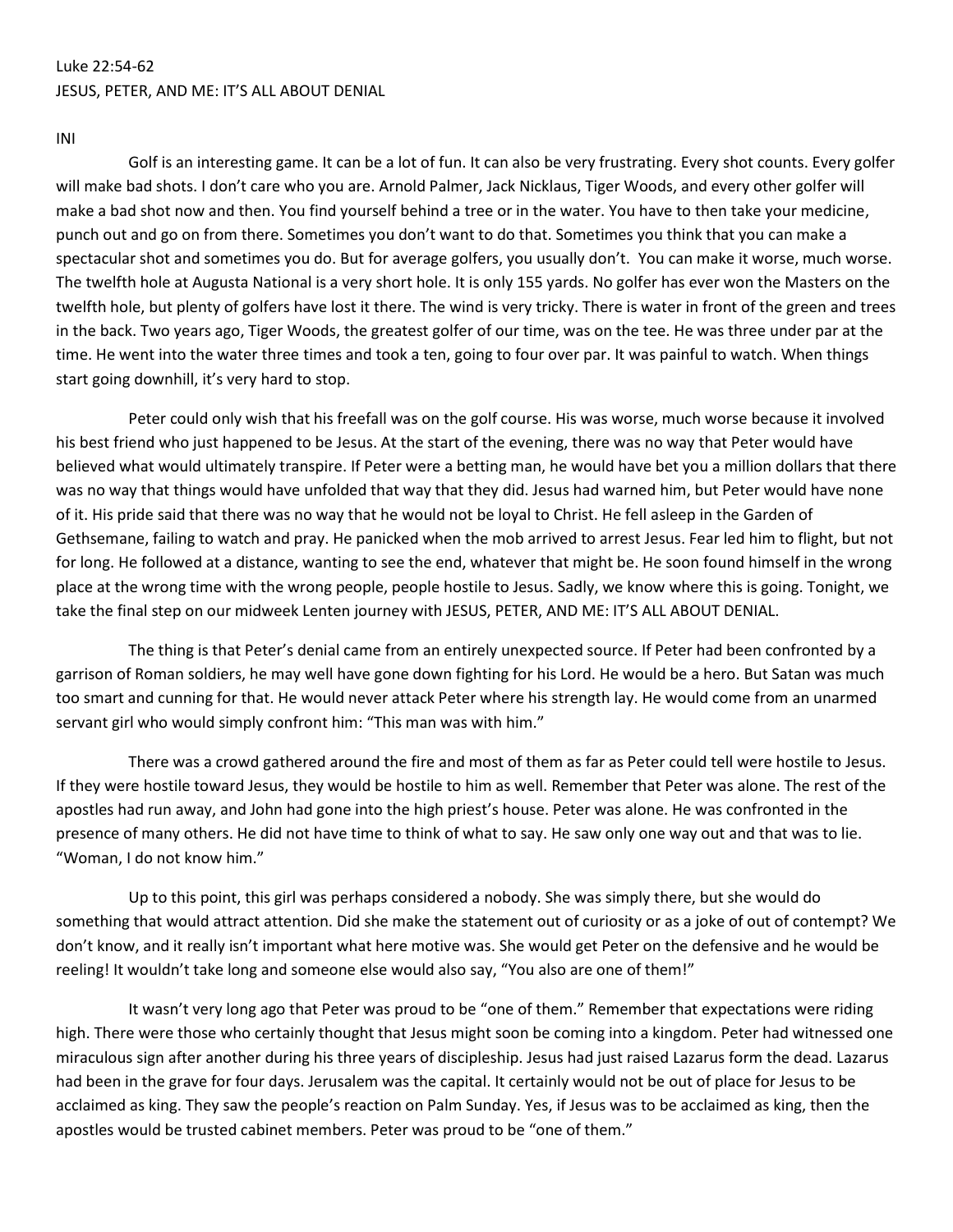Luke 22:54-62
JESUS, PETER, AND ME: IT'S ALL ABOUT DENIAL

INI

Golf is an interesting game. It can be a lot of fun. It can also be very frustrating. Every shot counts. Every golfer will make bad shots. I don't care who you are. Arnold Palmer, Jack Nicklaus, Tiger Woods, and every other golfer will make a bad shot now and then. You find yourself behind a tree or in the water. You have to then take your medicine, punch out and go on from there. Sometimes you don't want to do that. Sometimes you think that you can make a spectacular shot and sometimes you do. But for average golfers, you usually don't. You can make it worse, much worse. The twelfth hole at Augusta National is a very short hole. It is only 155 yards. No golfer has ever won the Masters on the twelfth hole, but plenty of golfers have lost it there. The wind is very tricky. There is water in front of the green and trees in the back. Two years ago, Tiger Woods, the greatest golfer of our time, was on the tee. He was three under par at the time. He went into the water three times and took a ten, going to four over par. It was painful to watch. When things start going downhill, it's very hard to stop.

Peter could only wish that his freefall was on the golf course. His was worse, much worse because it involved his best friend who just happened to be Jesus. At the start of the evening, there was no way that Peter would have believed what would ultimately transpire. If Peter were a betting man, he would have bet you a million dollars that there was no way that things would have unfolded that way that they did. Jesus had warned him, but Peter would have none of it. His pride said that there was no way that he would not be loyal to Christ. He fell asleep in the Garden of Gethsemane, failing to watch and pray. He panicked when the mob arrived to arrest Jesus. Fear led him to flight, but not for long. He followed at a distance, wanting to see the end, whatever that might be. He soon found himself in the wrong place at the wrong time with the wrong people, people hostile to Jesus. Sadly, we know where this is going. Tonight, we take the final step on our midweek Lenten journey with JESUS, PETER, AND ME: IT'S ALL ABOUT DENIAL.

The thing is that Peter's denial came from an entirely unexpected source. If Peter had been confronted by a garrison of Roman soldiers, he may well have gone down fighting for his Lord. He would be a hero. But Satan was much too smart and cunning for that. He would never attack Peter where his strength lay. He would come from an unarmed servant girl who would simply confront him: "This man was with him."

There was a crowd gathered around the fire and most of them as far as Peter could tell were hostile to Jesus. If they were hostile toward Jesus, they would be hostile to him as well. Remember that Peter was alone. The rest of the apostles had run away, and John had gone into the high priest's house. Peter was alone. He was confronted in the presence of many others. He did not have time to think of what to say. He saw only one way out and that was to lie. "Woman, I do not know him."

Up to this point, this girl was perhaps considered a nobody. She was simply there, but she would do something that would attract attention. Did she make the statement out of curiosity or as a joke of out of contempt? We don't know, and it really isn't important what here motive was. She would get Peter on the defensive and he would be reeling! It wouldn't take long and someone else would also say, "You also are one of them!"

It wasn't very long ago that Peter was proud to be "one of them." Remember that expectations were riding high. There were those who certainly thought that Jesus might soon be coming into a kingdom. Peter had witnessed one miraculous sign after another during his three years of discipleship. Jesus had just raised Lazarus form the dead. Lazarus had been in the grave for four days. Jerusalem was the capital. It certainly would not be out of place for Jesus to be acclaimed as king. They saw the people's reaction on Palm Sunday. Yes, if Jesus was to be acclaimed as king, then the apostles would be trusted cabinet members. Peter was proud to be "one of them."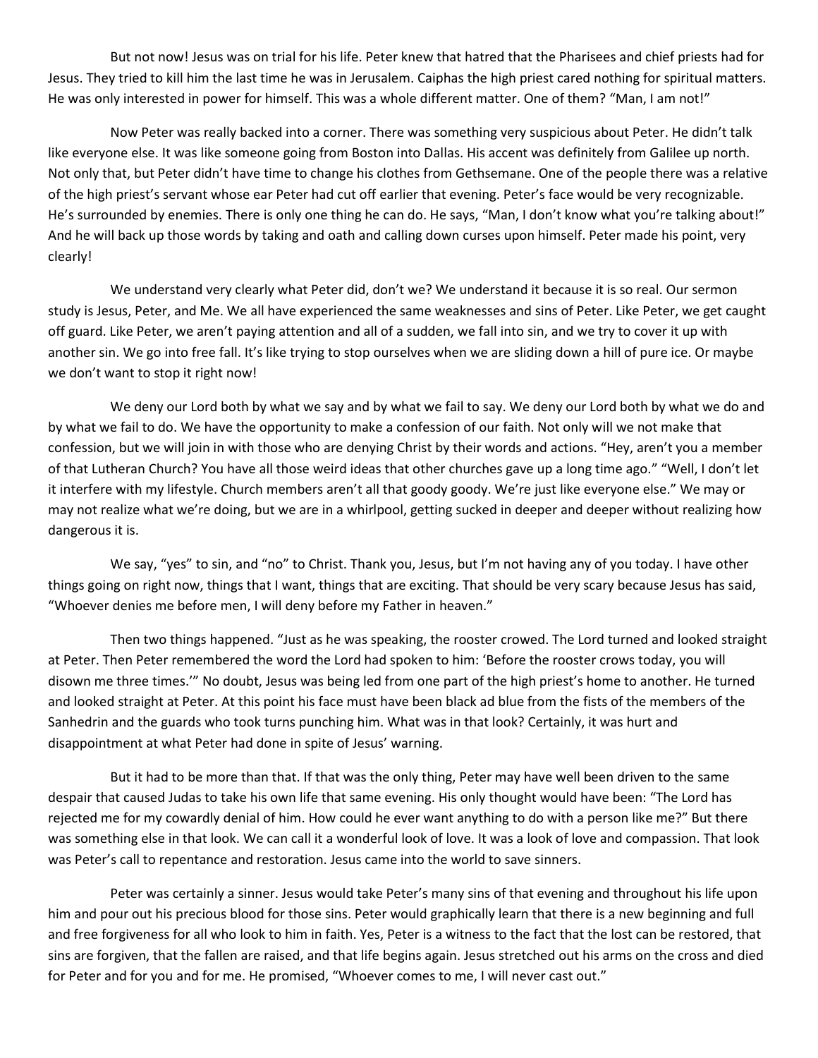But not now! Jesus was on trial for his life. Peter knew that hatred that the Pharisees and chief priests had for Jesus. They tried to kill him the last time he was in Jerusalem. Caiphas the high priest cared nothing for spiritual matters. He was only interested in power for himself. This was a whole different matter. One of them? "Man, I am not!"

Now Peter was really backed into a corner. There was something very suspicious about Peter. He didn't talk like everyone else. It was like someone going from Boston into Dallas. His accent was definitely from Galilee up north. Not only that, but Peter didn't have time to change his clothes from Gethsemane. One of the people there was a relative of the high priest's servant whose ear Peter had cut off earlier that evening. Peter's face would be very recognizable. He's surrounded by enemies. There is only one thing he can do. He says, "Man, I don't know what you're talking about!" And he will back up those words by taking and oath and calling down curses upon himself. Peter made his point, very clearly!

We understand very clearly what Peter did, don't we? We understand it because it is so real. Our sermon study is Jesus, Peter, and Me. We all have experienced the same weaknesses and sins of Peter. Like Peter, we get caught off guard. Like Peter, we aren't paying attention and all of a sudden, we fall into sin, and we try to cover it up with another sin. We go into free fall. It's like trying to stop ourselves when we are sliding down a hill of pure ice. Or maybe we don't want to stop it right now!

We deny our Lord both by what we say and by what we fail to say. We deny our Lord both by what we do and by what we fail to do. We have the opportunity to make a confession of our faith. Not only will we not make that confession, but we will join in with those who are denying Christ by their words and actions. "Hey, aren't you a member of that Lutheran Church? You have all those weird ideas that other churches gave up a long time ago." "Well, I don't let it interfere with my lifestyle. Church members aren't all that goody goody. We're just like everyone else." We may or may not realize what we're doing, but we are in a whirlpool, getting sucked in deeper and deeper without realizing how dangerous it is.

We say, "yes" to sin, and "no" to Christ. Thank you, Jesus, but I'm not having any of you today. I have other things going on right now, things that I want, things that are exciting. That should be very scary because Jesus has said, "Whoever denies me before men, I will deny before my Father in heaven."

Then two things happened. "Just as he was speaking, the rooster crowed. The Lord turned and looked straight at Peter. Then Peter remembered the word the Lord had spoken to him: 'Before the rooster crows today, you will disown me three times.'" No doubt, Jesus was being led from one part of the high priest's home to another. He turned and looked straight at Peter. At this point his face must have been black ad blue from the fists of the members of the Sanhedrin and the guards who took turns punching him. What was in that look? Certainly, it was hurt and disappointment at what Peter had done in spite of Jesus' warning.

But it had to be more than that. If that was the only thing, Peter may have well been driven to the same despair that caused Judas to take his own life that same evening. His only thought would have been: "The Lord has rejected me for my cowardly denial of him. How could he ever want anything to do with a person like me?" But there was something else in that look. We can call it a wonderful look of love. It was a look of love and compassion. That look was Peter's call to repentance and restoration. Jesus came into the world to save sinners.

Peter was certainly a sinner. Jesus would take Peter's many sins of that evening and throughout his life upon him and pour out his precious blood for those sins. Peter would graphically learn that there is a new beginning and full and free forgiveness for all who look to him in faith. Yes, Peter is a witness to the fact that the lost can be restored, that sins are forgiven, that the fallen are raised, and that life begins again. Jesus stretched out his arms on the cross and died for Peter and for you and for me. He promised, "Whoever comes to me, I will never cast out."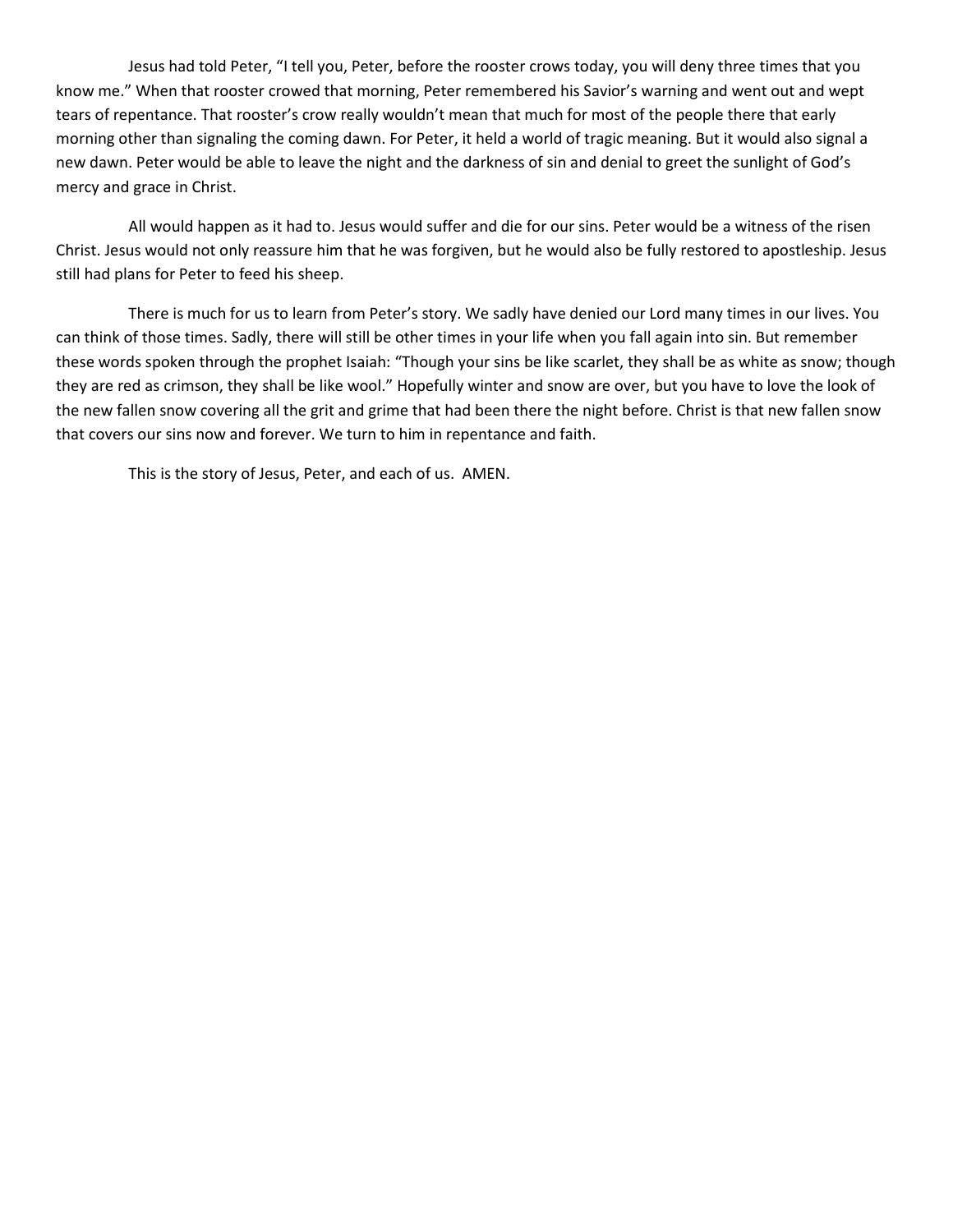Jesus had told Peter, "I tell you, Peter, before the rooster crows today, you will deny three times that you know me." When that rooster crowed that morning, Peter remembered his Savior's warning and went out and wept tears of repentance. That rooster's crow really wouldn't mean that much for most of the people there that early morning other than signaling the coming dawn. For Peter, it held a world of tragic meaning. But it would also signal a new dawn. Peter would be able to leave the night and the darkness of sin and denial to greet the sunlight of God's mercy and grace in Christ.

All would happen as it had to. Jesus would suffer and die for our sins. Peter would be a witness of the risen Christ. Jesus would not only reassure him that he was forgiven, but he would also be fully restored to apostleship. Jesus still had plans for Peter to feed his sheep.

There is much for us to learn from Peter's story. We sadly have denied our Lord many times in our lives. You can think of those times. Sadly, there will still be other times in your life when you fall again into sin. But remember these words spoken through the prophet Isaiah: "Though your sins be like scarlet, they shall be as white as snow; though they are red as crimson, they shall be like wool." Hopefully winter and snow are over, but you have to love the look of the new fallen snow covering all the grit and grime that had been there the night before. Christ is that new fallen snow that covers our sins now and forever. We turn to him in repentance and faith.

This is the story of Jesus, Peter, and each of us. AMEN.